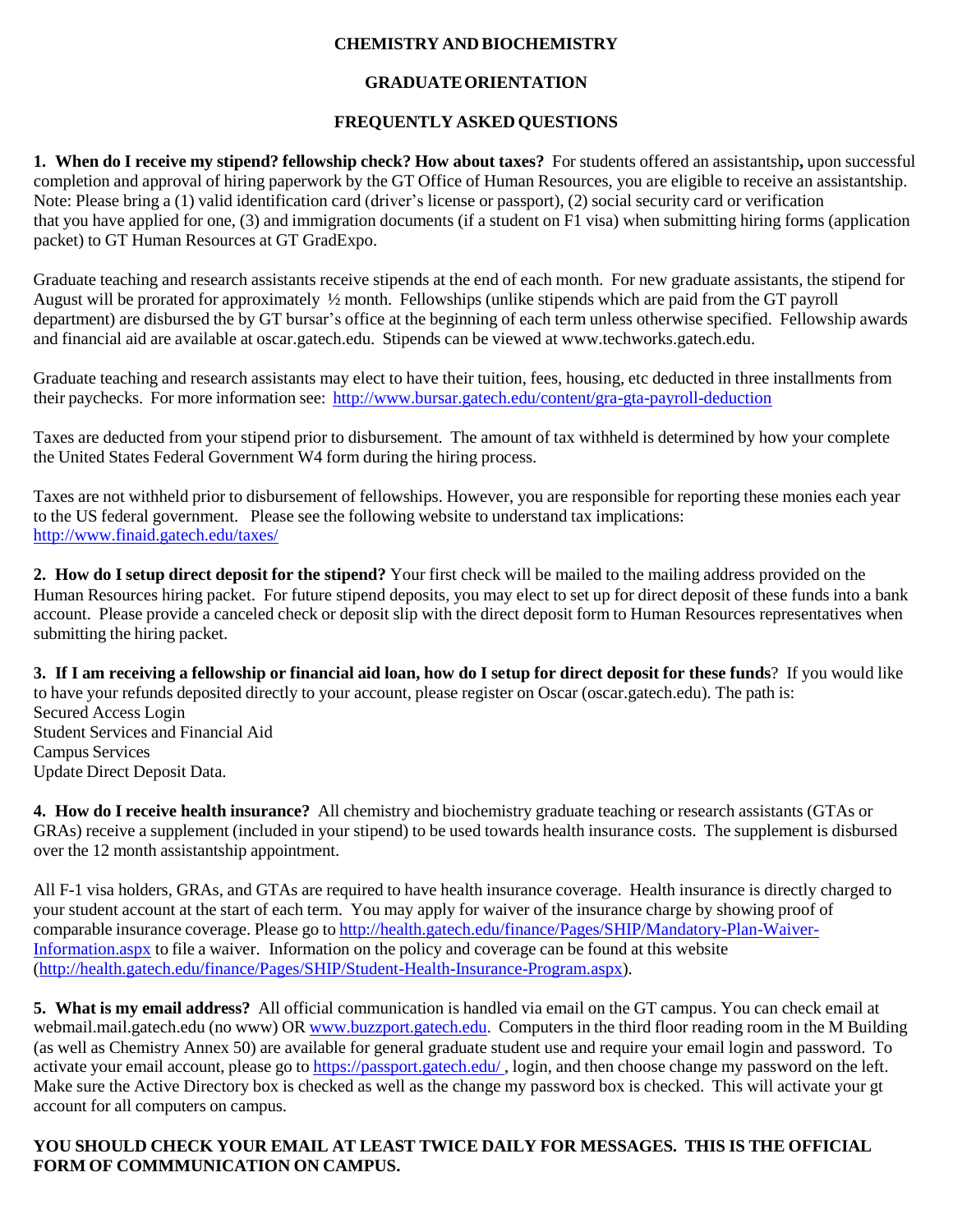# CHEMISTRY AND BIOCHEMISTRY

## GRADUATE ORIENTATION

## FREQUENTLY ASKED QUESTIONS

**1. When do I receive my stipend? fellowship check? How about taxes?** For students offered an assistantship**,** upon successful completion and approval of hiring paperwork by the GT Office of Human Resources, you are eligible to receive an assistantship. Note: Please bring a (1) valid identification card (driver's license or passport), (2) social security card or verification that you have applied for one, (3) and immigration documents (if a student on F1 visa) when submitting hiring forms (application packet) to GT Human Resources at GT GradExpo.

Graduate teaching and research assistants receive stipends at the end of each month. For new graduate assistants, the stipend for August will be prorated for approximately ½ month. Fellowships (unlike stipends which are paid from the GT payroll department) are disbursed the by GT bursar's office at the beginning of each term unless otherwise specified. Fellowship awards and financial aid are available at oscar.gatech.edu. Stipends can be viewed at www.techworks.gatech.edu.

Graduate teaching and research assistants may elect to have their tuition, fees, housing, etc deducted in three installments from their paychecks. For more information see: http://www.bursar.gatech.edu/content/gra-gta-payroll-deduction

Taxes are deducted from your stipend prior to disbursement. The amount of tax withheld is determined by how your complete the United States Federal Government W4 form during the hiring process.

Taxes are not withheld prior to disbursement of fellowships. However, you are responsible for reporting these monies each year to the US federal government. Please see the following website to understand tax implications: http://www.finaid.gatech.edu/taxes/

**2. How do I setup direct deposit for the stipend?** Your first check will be mailed to the mailing address provided on the Human Resources hiring packet. For future stipend deposits, you may elect to set up for direct deposit of these funds into a bank account. Please provide a canceled check or deposit slip with the direct deposit form to Human Resources representatives when submitting the hiring packet.

**3. If I am receiving a fellowship or financial aid loan, how do I setup for direct deposit for these funds**? If you would like to have your refunds deposited directly to your account, please register on Oscar (oscar.gatech.edu). The path is:
Secured Access Login
Student Services and Financial Aid
Campus Services
Update Direct Deposit Data.

**4. How do I receive health insurance?** All chemistry and biochemistry graduate teaching or research assistants (GTAs or GRAs) receive a supplement (included in your stipend) to be used towards health insurance costs. The supplement is disbursed over the 12 month assistantship appointment.

All F-1 visa holders, GRAs, and GTAs are required to have health insurance coverage. Health insurance is directly charged to your student account at the start of each term. You may apply for waiver of the insurance charge by showing proof of comparable insurance coverage. Please go to http://health.gatech.edu/finance/Pages/SHIP/Mandatory-Plan-Waiver-Information.aspx to file a waiver. Information on the policy and coverage can be found at this website (http://health.gatech.edu/finance/Pages/SHIP/Student-Health-Insurance-Program.aspx).

**5. What is my email address?** All official communication is handled via email on the GT campus. You can check email at webmail.mail.gatech.edu (no www) OR www.buzzport.gatech.edu. Computers in the third floor reading room in the M Building (as well as Chemistry Annex 50) are available for general graduate student use and require your email login and password. To activate your email account, please go to https://passport.gatech.edu/ , login, and then choose change my password on the left. Make sure the Active Directory box is checked as well as the change my password box is checked. This will activate your gt account for all computers on campus.

**YOU SHOULD CHECK YOUR EMAIL AT LEAST TWICE DAILY FOR MESSAGES. THIS IS THE OFFICIAL FORM OF COMMMUNICATION ON CAMPUS.**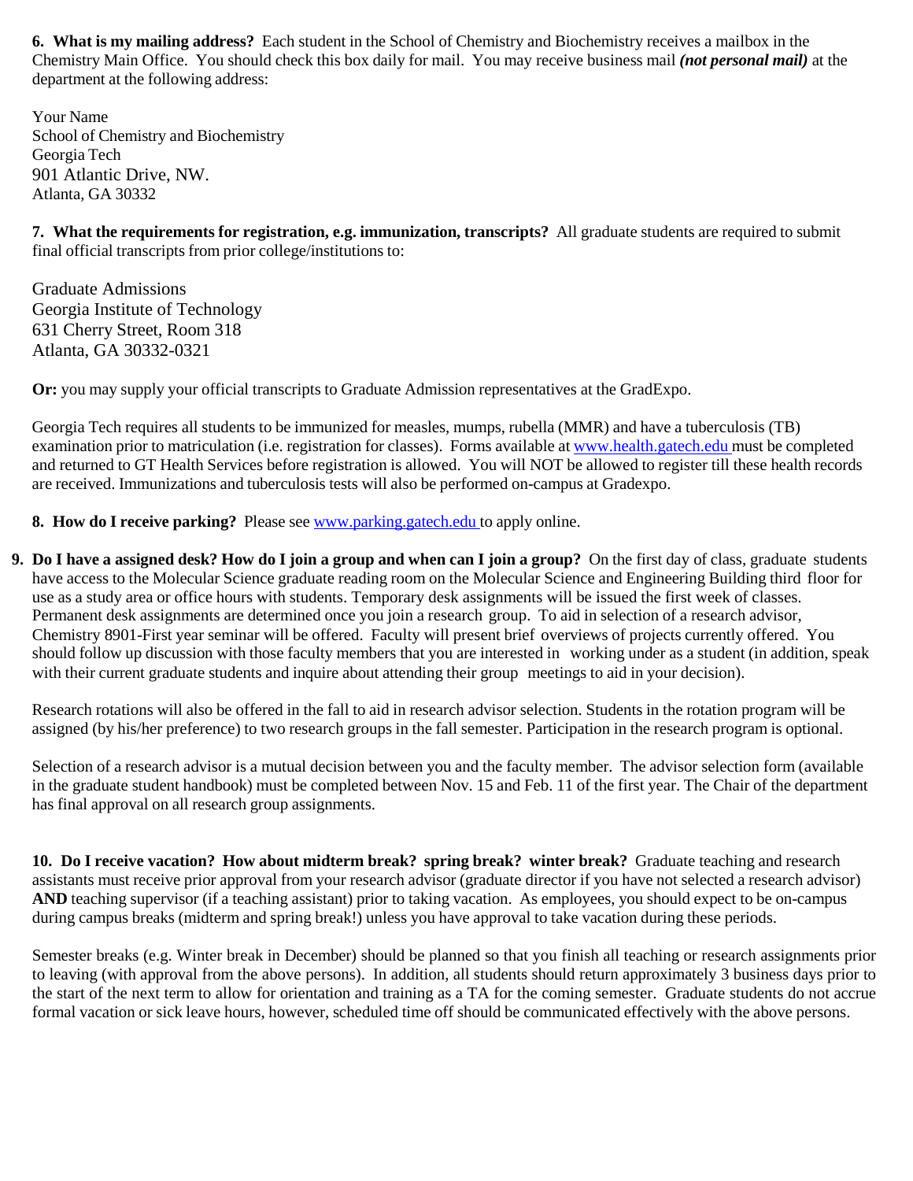**6. What is my mailing address?** Each student in the School of Chemistry and Biochemistry receives a mailbox in the Chemistry Main Office. You should check this box daily for mail. You may receive business mail ***(not personal mail)*** at the department at the following address:

Your Name
School of Chemistry and Biochemistry
Georgia Tech
901 Atlantic Drive, NW.
Atlanta, GA 30332

**7. What the requirements for registration, e.g. immunization, transcripts?** All graduate students are required to submit final official transcripts from prior college/institutions to:

Graduate Admissions
Georgia Institute of Technology
631 Cherry Street, Room 318
Atlanta, GA 30332-0321

**Or:** you may supply your official transcripts to Graduate Admission representatives at the GradExpo.

Georgia Tech requires all students to be immunized for measles, mumps, rubella (MMR) and have a tuberculosis (TB) examination prior to matriculation (i.e. registration for classes). Forms available at www.health.gatech.edu must be completed and returned to GT Health Services before registration is allowed. You will NOT be allowed to register till these health records are received. Immunizations and tuberculosis tests will also be performed on-campus at Gradexpo.

**8. How do I receive parking?** Please see www.parking.gatech.edu to apply online.

**9. Do I have a assigned desk? How do I join a group and when can I join a group?** On the first day of class, graduate students have access to the Molecular Science graduate reading room on the Molecular Science and Engineering Building third floor for use as a study area or office hours with students. Temporary desk assignments will be issued the first week of classes. Permanent desk assignments are determined once you join a research group. To aid in selection of a research advisor, Chemistry 8901-First year seminar will be offered. Faculty will present brief overviews of projects currently offered. You should follow up discussion with those faculty members that you are interested in working under as a student (in addition, speak with their current graduate students and inquire about attending their group meetings to aid in your decision).

Research rotations will also be offered in the fall to aid in research advisor selection. Students in the rotation program will be assigned (by his/her preference) to two research groups in the fall semester. Participation in the research program is optional.

Selection of a research advisor is a mutual decision between you and the faculty member. The advisor selection form (available in the graduate student handbook) must be completed between Nov. 15 and Feb. 11 of the first year. The Chair of the department has final approval on all research group assignments.

**10. Do I receive vacation? How about midterm break? spring break? winter break?** Graduate teaching and research assistants must receive prior approval from your research advisor (graduate director if you have not selected a research advisor) **AND** teaching supervisor (if a teaching assistant) prior to taking vacation. As employees, you should expect to be on-campus during campus breaks (midterm and spring break!) unless you have approval to take vacation during these periods.

Semester breaks (e.g. Winter break in December) should be planned so that you finish all teaching or research assignments prior to leaving (with approval from the above persons). In addition, all students should return approximately 3 business days prior to the start of the next term to allow for orientation and training as a TA for the coming semester. Graduate students do not accrue formal vacation or sick leave hours, however, scheduled time off should be communicated effectively with the above persons.